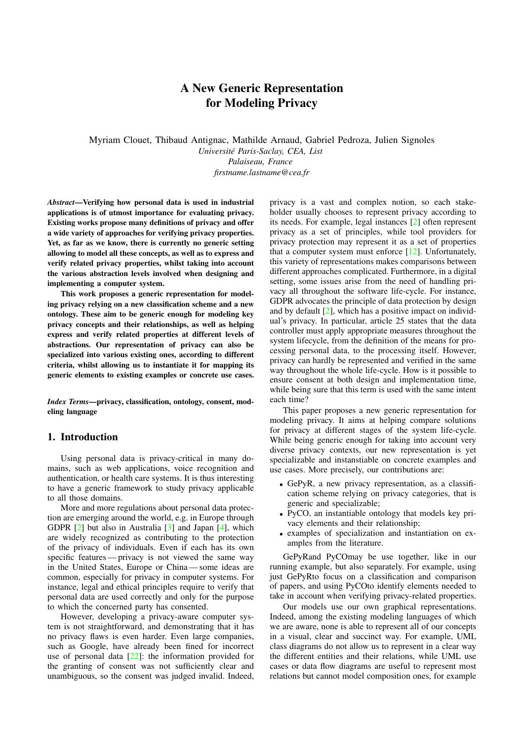# A New Generic Representation for Modeling Privacy

Myriam Clouet, Thibaud Antignac, Mathilde Arnaud, Gabriel Pedroza, Julien Signoles

*Université Paris-Saclay, CEA, List*

*Palaiseau, France*

*firstname.lastname@cea.fr*

***Abstract*—Verifying how personal data is used in industrial applications is of utmost importance for evaluating privacy. Existing works propose many definitions of privacy and offer a wide variety of approaches for verifying privacy properties. Yet, as far as we know, there is currently no generic setting allowing to model all these concepts, as well as to express and verify related privacy properties, whilst taking into account the various abstraction levels involved when designing and implementing a computer system.**

**This work proposes a generic representation for modeling privacy relying on a new classification scheme and a new ontology. These aim to be generic enough for modeling key privacy concepts and their relationships, as well as helping express and verify related properties at different levels of abstractions. Our representation of privacy can also be specialized into various existing ones, according to different criteria, whilst allowing us to instantiate it for mapping its generic elements to existing examples or concrete use cases.**

***Index Terms*—privacy, classification, ontology, consent, modeling language**

## 1. Introduction

Using personal data is privacy-critical in many domains, such as web applications, voice recognition and authentication, or health care systems. It is thus interesting to have a generic framework to study privacy applicable to all those domains.

More and more regulations about personal data protection are emerging around the world, e.g. in Europe through GDPR [2] but also in Australia [3] and Japan [4], which are widely recognized as contributing to the protection of the privacy of individuals. Even if each has its own specific features — privacy is not viewed the same way in the United States, Europe or China — some ideas are common, especially for privacy in computer systems. For instance, legal and ethical principles require to verify that personal data are used correctly and only for the purpose to which the concerned party has consented.

However, developing a privacy-aware computer system is not straightforward, and demonstrating that it has no privacy flaws is even harder. Even large companies, such as Google, have already been fined for incorrect use of personal data [22]: the information provided for the granting of consent was not sufficiently clear and unambiguous, so the consent was judged invalid. Indeed, privacy is a vast and complex notion, so each stakeholder usually chooses to represent privacy according to its needs. For example, legal instances [2] often represent privacy as a set of principles, while tool providers for privacy protection may represent it as a set of properties that a computer system must enforce [12]. Unfortunately, this variety of representations makes comparisons between different approaches complicated. Furthermore, in a digital setting, some issues arise from the need of handling privacy all throughout the software life-cycle. For instance, GDPR advocates the principle of data protection by design and by default [2], which has a positive impact on individual's privacy. In particular, article 25 states that the data controller must apply appropriate measures throughout the system lifecycle, from the definition of the means for processing personal data, to the processing itself. However, privacy can hardly be represented and verified in the same way throughout the whole life-cycle. How is it possible to ensure consent at both design and implementation time, while being sure that this term is used with the same intent each time?

This paper proposes a new generic representation for modeling privacy. It aims at helping compare solutions for privacy at different stages of the system life-cycle. While being generic enough for taking into account very diverse privacy contexts, our new representation is yet specializable and instantiable on concrete examples and use cases. More precisely, our contributions are:

- GePyR, a new privacy representation, as a classification scheme relying on privacy categories, that is generic and specializable;
- PyCO, an instantiable ontology that models key privacy elements and their relationship;
- examples of specialization and instantiation on examples from the literature.

GePyRand PyCOmay be use together, like in our running example, but also separately. For example, using just GePyRto focus on a classification and comparison of papers, and using PyCOto identify elements needed to take in account when verifying privacy-related properties.

Our models use our own graphical representations. Indeed, among the existing modeling languages of which we are aware, none is able to represent all of our concepts in a visual, clear and succinct way. For example, UML class diagrams do not allow us to represent in a clear way the different entities and their relations, while UML use cases or data flow diagrams are useful to represent most relations but cannot model composition ones, for example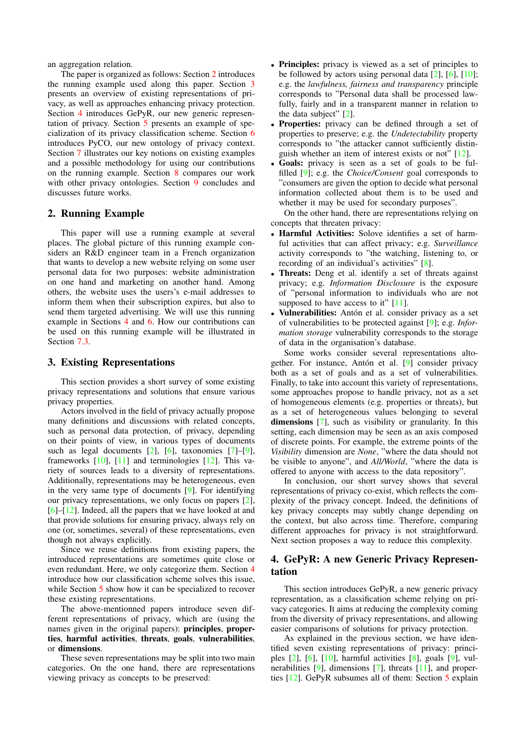an aggregation relation.

The paper is organized as follows: Section 2 introduces the running example used along this paper. Section 3 presents an overview of existing representations of privacy, as well as approaches enhancing privacy protection. Section 4 introduces GePyR, our new generic representation of privacy. Section 5 presents an example of specialization of its privacy classification scheme. Section 6 introduces PyCO, our new ontology of privacy context. Section 7 illustrates our key notions on existing examples and a possible methodology for using our contributions on the running example. Section 8 compares our work with other privacy ontologies. Section 9 concludes and discusses future works.

## 2. Running Example

This paper will use a running example at several places. The global picture of this running example considers an R&D engineer team in a French organization that wants to develop a new website relying on some user personal data for two purposes: website administration on one hand and marketing on another hand. Among others, the website uses the users's e-mail addresses to inform them when their subscription expires, but also to send them targeted advertising. We will use this running example in Sections 4 and 6. How our contributions can be used on this running example will be illustrated in Section 7.3.

## 3. Existing Representations

This section provides a short survey of some existing privacy representations and solutions that ensure various privacy properties.

Actors involved in the field of privacy actually propose many definitions and discussions with related concepts, such as personal data protection, of privacy, depending on their points of view, in various types of documents such as legal documents [2], [6], taxonomies [7]–[9], frameworks [10], [11] and terminologies [12]. This variety of sources leads to a diversity of representations. Additionally, representations may be heterogeneous, even in the very same type of documents [9]. For identifying our privacy representations, we only focus on papers [2], [6]–[12]. Indeed, all the papers that we have looked at and that provide solutions for ensuring privacy, always rely on one (or, sometimes, several) of these representations, even though not always explicitly.

Since we reuse definitions from existing papers, the introduced representations are sometimes quite close or even redundant. Here, we only categorize them. Section 4 introduce how our classification scheme solves this issue, while Section 5 show how it can be specialized to recover these existing representations.

The above-mentionned papers introduce seven different representations of privacy, which are (using the names given in the original papers): **principles**, **properties**, **harmful activities**, **threats**, **goals**, **vulnerabilities**, or **dimensions**.

These seven representations may be split into two main categories. On the one hand, there are representations viewing privacy as concepts to be preserved:

- **Principles:** privacy is viewed as a set of principles to be followed by actors using personal data [2], [6], [10]; e.g. the *lawfulness, fairness and transparency* principle corresponds to "Personal data shall be processed lawfully, fairly and in a transparent manner in relation to the data subject" [2].
- **Properties:** privacy can be defined through a set of properties to preserve; e.g. the *Undetectability* property corresponds to "the attacker cannot sufficiently distinguish whether an item of interest exists or not" [12].
- **Goals:** privacy is seen as a set of goals to be fulfilled [9]; e.g. the *Choice/Consent* goal corresponds to "consumers are given the option to decide what personal information collected about them is to be used and whether it may be used for secondary purposes".

On the other hand, there are representations relying on concepts that threaten privacy:

- **Harmful Activities:** Solove identifies a set of harmful activities that can affect privacy; e.g. *Surveillance* activity corresponds to "the watching, listening to, or recording of an individual's activities" [8].
- **Threats:** Deng et al. identify a set of threats against privacy; e.g. *Information Disclosure* is the exposure of "personal information to individuals who are not supposed to have access to it" [11].
- **Vulnerabilities:** Antón et al. consider privacy as a set of vulnerabilities to be protected against [9]; e.g. *Information storage* vulnerability corresponds to the storage of data in the organisation's database.

Some works consider several representations altogether. For instance, Antón et al. [9] consider privacy both as a set of goals and as a set of vulnerabilities. Finally, to take into account this variety of representations, some approaches propose to handle privacy, not as a set of homogeneous elements (e.g. properties or threats), but as a set of heterogeneous values belonging to several **dimensions** [7], such as visibility or granularity. In this setting, each dimension may be seen as an axis composed of discrete points. For example, the extreme points of the *Visibility* dimension are *None*, "where the data should not be visible to anyone", and *All/World*, "where the data is offered to anyone with access to the data repository".

In conclusion, our short survey shows that several representations of privacy co-exist, which reflects the complexity of the privacy concept. Indeed, the definitions of key privacy concepts may subtly change depending on the context, but also across time. Therefore, comparing different approaches for privacy is not straightforward. Next section proposes a way to reduce this complexity.

## 4. GePyR: A new Generic Privacy Representation

This section introduces GePyR, a new generic privacy representation, as a classification scheme relying on privacy categories. It aims at reducing the complexity coming from the diversity of privacy representations, and allowing easier comparisons of solutions for privacy protection.

As explained in the previous section, we have identified seven existing representations of privacy: principles [2], [6], [10], harmful activities [8], goals [9], vulnerabilities [9], dimensions [7], threats [11], and properties [12]. GePyR subsumes all of them: Section 5 explain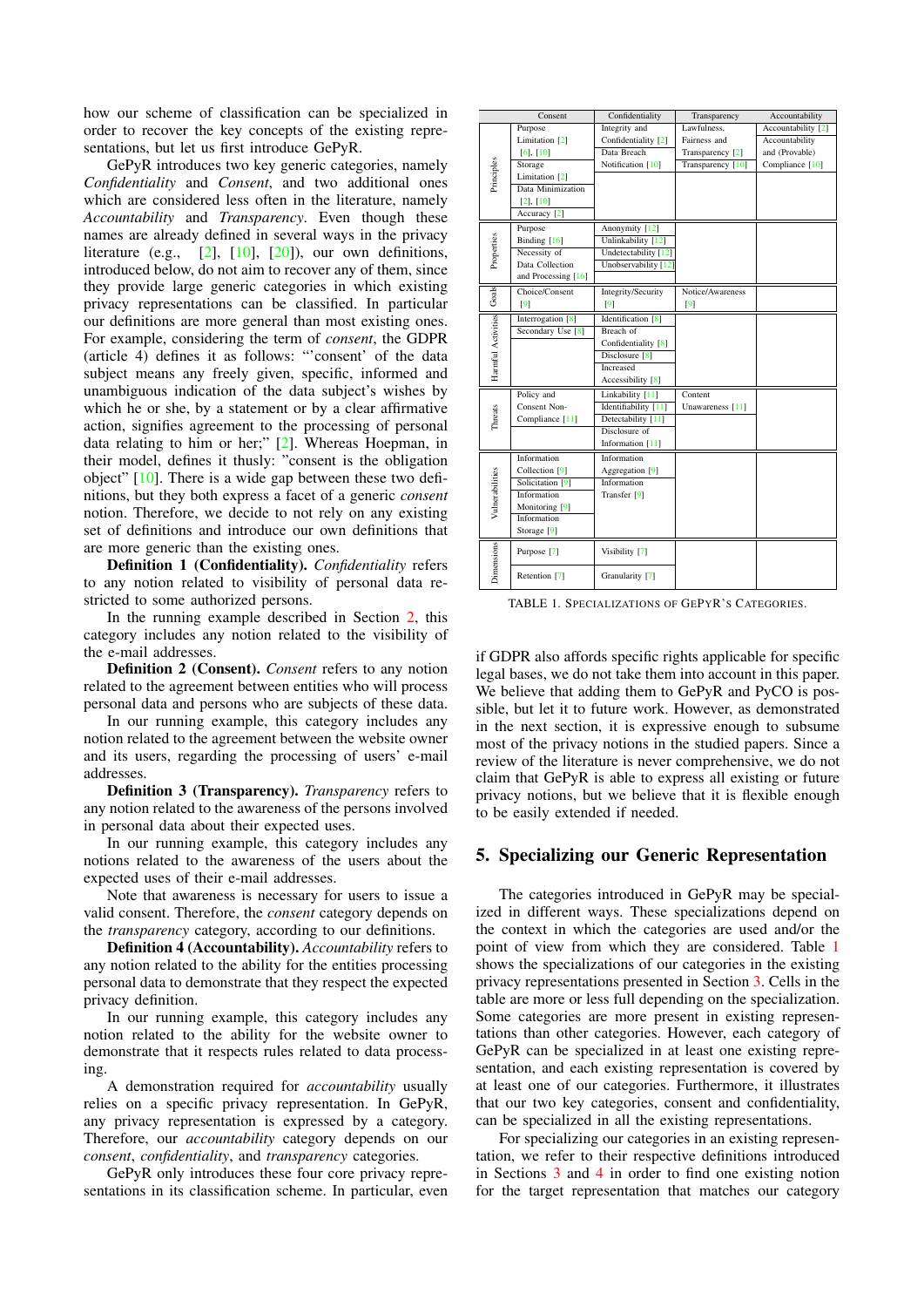how our scheme of classification can be specialized in order to recover the key concepts of the existing representations, but let us first introduce GePyR.

GePyR introduces two key generic categories, namely *Confidentiality* and *Consent*, and two additional ones which are considered less often in the literature, namely *Accountability* and *Transparency*. Even though these names are already defined in several ways in the privacy literature (e.g., [2], [10], [20]), our own definitions, introduced below, do not aim to recover any of them, since they provide large generic categories in which existing privacy representations can be classified. In particular our definitions are more general than most existing ones. For example, considering the term of *consent*, the GDPR (article 4) defines it as follows: "'consent' of the data subject means any freely given, specific, informed and unambiguous indication of the data subject's wishes by which he or she, by a statement or by a clear affirmative action, signifies agreement to the processing of personal data relating to him or her;" [2]. Whereas Hoepman, in their model, defines it thusly: "consent is the obligation object" [10]. There is a wide gap between these two definitions, but they both express a facet of a generic *consent* notion. Therefore, we decide to not rely on any existing set of definitions and introduce our own definitions that are more generic than the existing ones.

**Definition 1 (Confidentiality).** *Confidentiality* refers to any notion related to visibility of personal data restricted to some authorized persons.

In the running example described in Section 2, this category includes any notion related to the visibility of the e-mail addresses.

**Definition 2 (Consent).** *Consent* refers to any notion related to the agreement between entities who will process personal data and persons who are subjects of these data.

In our running example, this category includes any notion related to the agreement between the website owner and its users, regarding the processing of users' e-mail addresses.

**Definition 3 (Transparency).** *Transparency* refers to any notion related to the awareness of the persons involved in personal data about their expected uses.

In our running example, this category includes any notions related to the awareness of the users about the expected uses of their e-mail addresses.

Note that awareness is necessary for users to issue a valid consent. Therefore, the *consent* category depends on the *transparency* category, according to our definitions.

**Definition 4 (Accountability).** *Accountability* refers to any notion related to the ability for the entities processing personal data to demonstrate that they respect the expected privacy definition.

In our running example, this category includes any notion related to the ability for the website owner to demonstrate that it respects rules related to data processing.

A demonstration required for *accountability* usually relies on a specific privacy representation. In GePyR, any privacy representation is expressed by a category. Therefore, our *accountability* category depends on our *consent*, *confidentiality*, and *transparency* categories.

GePyR only introduces these four core privacy representations in its classification scheme. In particular, even if GDPR also affords specific rights applicable for specific legal bases, we do not take them into account in this paper. We believe that adding them to GePyR and PyCO is possible, but let it to future work. However, as demonstrated in the next section, it is expressive enough to subsume most of the privacy notions in the studied papers. Since a review of the literature is never comprehensive, we do not claim that GePyR is able to express all existing or future privacy notions, but we believe that it is flexible enough to be easily extended if needed.

| | Consent | Confidentiality | Transparency | Accountability |
|---|---|---|---|---|
| Principles | Purpose Limitation [2] [6], [10]; Storage Limitation [2]; Data Minimization [2], [10]; Accuracy [2] | Integrity and Confidentiality [2]; Data Breach Notification [10] | Lawfulness, Fairness and Transparency [2]; Transparency [10] | Accountability [2]; Accountability and (Provable) Compliance [10] |
| Properties | Purpose Binding [16]; Necessity of Data Collection and Processing [16] | Anonymity [12]; Unlinkability [12]; Undetectability [12]; Unobservability [12] | | |
| Goals | Choice/Consent [9] | Integrity/Security [9] | Notice/Awareness [9] | |
| Harmful Activities | Interrogation [8]; Secondary Use [8] | Identification [8]; Breach of Confidentiality [8]; Disclosure [8]; Increased Accessibility [8] | | |
| Threats | Policy and Consent Non-Compliance [11] | Linkability [11]; Identifiability [11]; Detectability [11]; Disclosure of Information [11] | Content Unawareness [11] | |
| Vulnerabilities | Information Collection [9]; Solicitation [9]; Information Monitoring [9]; Information Storage [9] | Information Aggregation [9]; Information Transfer [9] | | |
| Dimensions | Purpose [7]; Retention [7] | Visibility [7]; Granularity [7] | | |

TABLE 1. SPECIALIZATIONS OF GEPYR'S CATEGORIES.

## 5. Specializing our Generic Representation

The categories introduced in GePyR may be specialized in different ways. These specializations depend on the context in which the categories are used and/or the point of view from which they are considered. Table 1 shows the specializations of our categories in the existing privacy representations presented in Section 3. Cells in the table are more or less full depending on the specialization. Some categories are more present in existing representations than other categories. However, each category of GePyR can be specialized in at least one existing representation, and each existing representation is covered by at least one of our categories. Furthermore, it illustrates that our two key categories, consent and confidentiality, can be specialized in all the existing representations.

For specializing our categories in an existing representation, we refer to their respective definitions introduced in Sections 3 and 4 in order to find one existing notion for the target representation that matches our category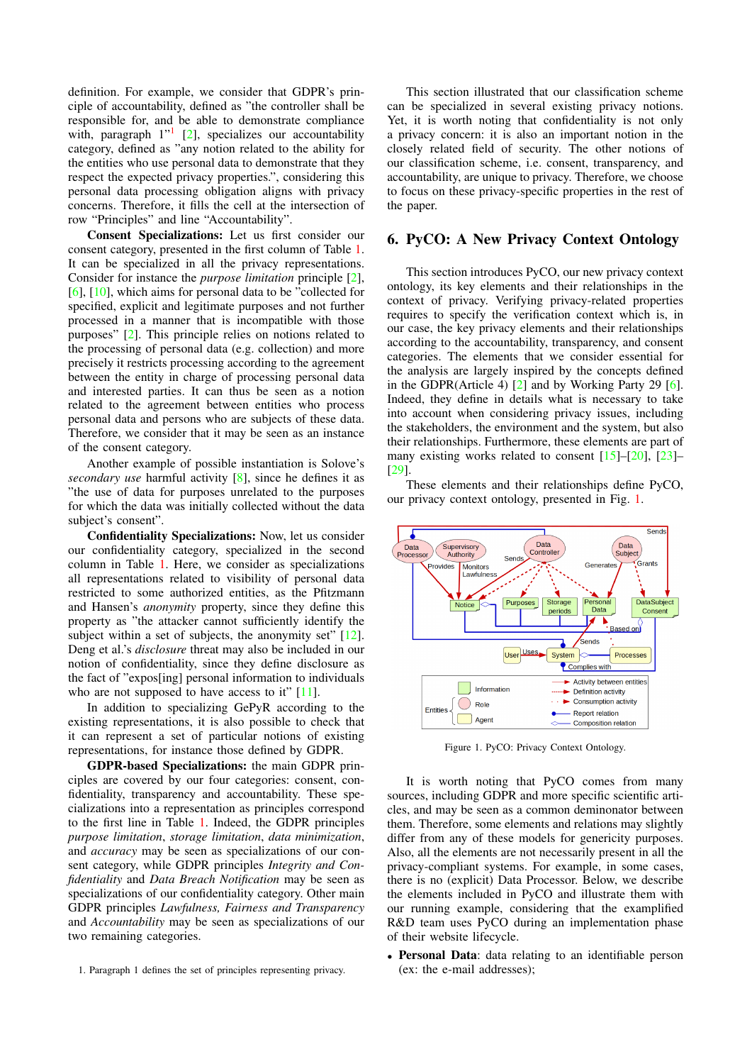definition. For example, we consider that GDPR's principle of accountability, defined as "the controller shall be responsible for, and be able to demonstrate compliance with, paragraph 1"[1] [2], specializes our accountability category, defined as "any notion related to the ability for the entities who use personal data to demonstrate that they respect the expected privacy properties.", considering this personal data processing obligation aligns with privacy concerns. Therefore, it fills the cell at the intersection of row "Principles" and line "Accountability".

**Consent Specializations:** Let us first consider our consent category, presented in the first column of Table 1. It can be specialized in all the privacy representations. Consider for instance the *purpose limitation* principle [2], [6], [10], which aims for personal data to be "collected for specified, explicit and legitimate purposes and not further processed in a manner that is incompatible with those purposes" [2]. This principle relies on notions related to the processing of personal data (e.g. collection) and more precisely it restricts processing according to the agreement between the entity in charge of processing personal data and interested parties. It can thus be seen as a notion related to the agreement between entities who process personal data and persons who are subjects of these data. Therefore, we consider that it may be seen as an instance of the consent category.

Another example of possible instantiation is Solove's *secondary use* harmful activity [8], since he defines it as "the use of data for purposes unrelated to the purposes for which the data was initially collected without the data subject's consent".

**Confidentiality Specializations:** Now, let us consider our confidentiality category, specialized in the second column in Table 1. Here, we consider as specializations all representations related to visibility of personal data restricted to some authorized entities, as the Pfitzmann and Hansen's *anonymity* property, since they define this property as "the attacker cannot sufficiently identify the subject within a set of subjects, the anonymity set" [12]. Deng et al.'s *disclosure* threat may also be included in our notion of confidentiality, since they define disclosure as the fact of "expos[ing] personal information to individuals who are not supposed to have access to it" [11].

In addition to specializing GePyR according to the existing representations, it is also possible to check that it can represent a set of particular notions of existing representations, for instance those defined by GDPR.

**GDPR-based Specializations:** the main GDPR principles are covered by our four categories: consent, confidentiality, transparency and accountability. These specializations into a representation as principles correspond to the first line in Table 1. Indeed, the GDPR principles *purpose limitation*, *storage limitation*, *data minimization*, and *accuracy* may be seen as specializations of our consent category, while GDPR principles *Integrity and Confidentiality* and *Data Breach Notification* may be seen as specializations of our confidentiality category. Other main GDPR principles *Lawfulness, Fairness and Transparency* and *Accountability* may be seen as specializations of our two remaining categories.

1. Paragraph 1 defines the set of principles representing privacy.

This section illustrated that our classification scheme can be specialized in several existing privacy notions. Yet, it is worth noting that confidentiality is not only a privacy concern: it is also an important notion in the closely related field of security. The other notions of our classification scheme, i.e. consent, transparency, and accountability, are unique to privacy. Therefore, we choose to focus on these privacy-specific properties in the rest of the paper.

## 6. PyCO: A New Privacy Context Ontology

This section introduces PyCO, our new privacy context ontology, its key elements and their relationships in the context of privacy. Verifying privacy-related properties requires to specify the verification context which is, in our case, the key privacy elements and their relationships according to the accountability, transparency, and consent categories. The elements that we consider essential for the analysis are largely inspired by the concepts defined in the GDPR(Article 4) [2] and by Working Party 29 [6]. Indeed, they define in details what is necessary to take into account when considering privacy issues, including the stakeholders, the environment and the system, but also their relationships. Furthermore, these elements are part of many existing works related to consent [15]–[20], [23]–[29].

These elements and their relationships define PyCO, our privacy context ontology, presented in Fig. 1.

Figure 1. PyCO: Privacy Context Ontology.

It is worth noting that PyCO comes from many sources, including GDPR and more specific scientific articles, and may be seen as a common deminonator between them. Therefore, some elements and relations may slightly differ from any of these models for genericity purposes. Also, all the elements are not necessarily present in all the privacy-compliant systems. For example, in some cases, there is no (explicit) Data Processor. Below, we describe the elements included in PyCO and illustrate them with our running example, considering that the examplified R&D team uses PyCO during an implementation phase of their website lifecycle.

- **Personal Data**: data relating to an identifiable person (ex: the e-mail addresses);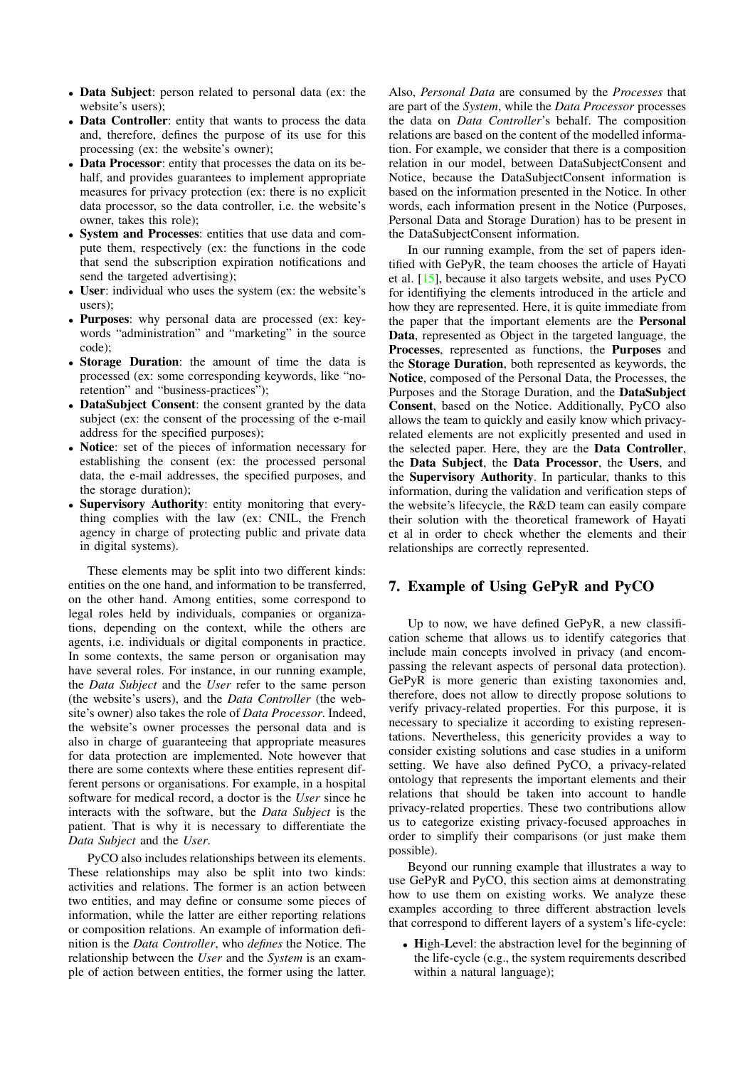- **Data Subject**: person related to personal data (ex: the website's users);
- **Data Controller**: entity that wants to process the data and, therefore, defines the purpose of its use for this processing (ex: the website's owner);
- **Data Processor**: entity that processes the data on its behalf, and provides guarantees to implement appropriate measures for privacy protection (ex: there is no explicit data processor, so the data controller, i.e. the website's owner, takes this role);
- **System and Processes**: entities that use data and compute them, respectively (ex: the functions in the code that send the subscription expiration notifications and send the targeted advertising);
- **User**: individual who uses the system (ex: the website's users);
- **Purposes**: why personal data are processed (ex: keywords "administration" and "marketing" in the source code);
- **Storage Duration**: the amount of time the data is processed (ex: some corresponding keywords, like "no-retention" and "business-practices");
- **DataSubject Consent**: the consent granted by the data subject (ex: the consent of the processing of the e-mail address for the specified purposes);
- **Notice**: set of the pieces of information necessary for establishing the consent (ex: the processed personal data, the e-mail addresses, the specified purposes, and the storage duration);
- **Supervisory Authority**: entity monitoring that everything complies with the law (ex: CNIL, the French agency in charge of protecting public and private data in digital systems).

These elements may be split into two different kinds: entities on the one hand, and information to be transferred, on the other hand. Among entities, some correspond to legal roles held by individuals, companies or organizations, depending on the context, while the others are agents, i.e. individuals or digital components in practice. In some contexts, the same person or organisation may have several roles. For instance, in our running example, the *Data Subject* and the *User* refer to the same person (the website's users), and the *Data Controller* (the website's owner) also takes the role of *Data Processor*. Indeed, the website's owner processes the personal data and is also in charge of guaranteeing that appropriate measures for data protection are implemented. Note however that there are some contexts where these entities represent different persons or organisations. For example, in a hospital software for medical record, a doctor is the *User* since he interacts with the software, but the *Data Subject* is the patient. That is why it is necessary to differentiate the *Data Subject* and the *User*.

PyCO also includes relationships between its elements. These relationships may also be split into two kinds: activities and relations. The former is an action between two entities, and may define or consume some pieces of information, while the latter are either reporting relations or composition relations. An example of information definition is the *Data Controller*, who *defines* the Notice. The relationship between the *User* and the *System* is an example of action between entities, the former using the latter. Also, *Personal Data* are consumed by the *Processes* that are part of the *System*, while the *Data Processor* processes the data on *Data Controller*'s behalf. The composition relations are based on the content of the modelled information. For example, we consider that there is a composition relation in our model, between DataSubjectConsent and Notice, because the DataSubjectConsent information is based on the information presented in the Notice. In other words, each information present in the Notice (Purposes, Personal Data and Storage Duration) has to be present in the DataSubjectConsent information.

In our running example, from the set of papers identified with GePyR, the team chooses the article of Hayati et al. [15], because it also targets website, and uses PyCO for identifiying the elements introduced in the article and how they are represented. Here, it is quite immediate from the paper that the important elements are the **Personal Data**, represented as Object in the targeted language, the **Processes**, represented as functions, the **Purposes** and the **Storage Duration**, both represented as keywords, the **Notice**, composed of the Personal Data, the Processes, the Purposes and the Storage Duration, and the **DataSubject Consent**, based on the Notice. Additionally, PyCO also allows the team to quickly and easily know which privacy-related elements are not explicitly presented and used in the selected paper. Here, they are the **Data Controller**, the **Data Subject**, the **Data Processor**, the **Users**, and the **Supervisory Authority**. In particular, thanks to this information, during the validation and verification steps of the website's lifecycle, the R&D team can easily compare their solution with the theoretical framework of Hayati et al in order to check whether the elements and their relationships are correctly represented.

## 7. Example of Using GePyR and PyCO

Up to now, we have defined GePyR, a new classification scheme that allows us to identify categories that include main concepts involved in privacy (and encompassing the relevant aspects of personal data protection). GePyR is more generic than existing taxonomies and, therefore, does not allow to directly propose solutions to verify privacy-related properties. For this purpose, it is necessary to specialize it according to existing representations. Nevertheless, this genericity provides a way to consider existing solutions and case studies in a uniform setting. We have also defined PyCO, a privacy-related ontology that represents the important elements and their relations that should be taken into account to handle privacy-related properties. These two contributions allow us to categorize existing privacy-focused approaches in order to simplify their comparisons (or just make them possible).

Beyond our running example that illustrates a way to use GePyR and PyCO, this section aims at demonstrating how to use them on existing works. We analyze these examples according to three different abstraction levels that correspond to different layers of a system's life-cycle:

- **H**igh-**L**evel: the abstraction level for the beginning of the life-cycle (e.g., the system requirements described within a natural language);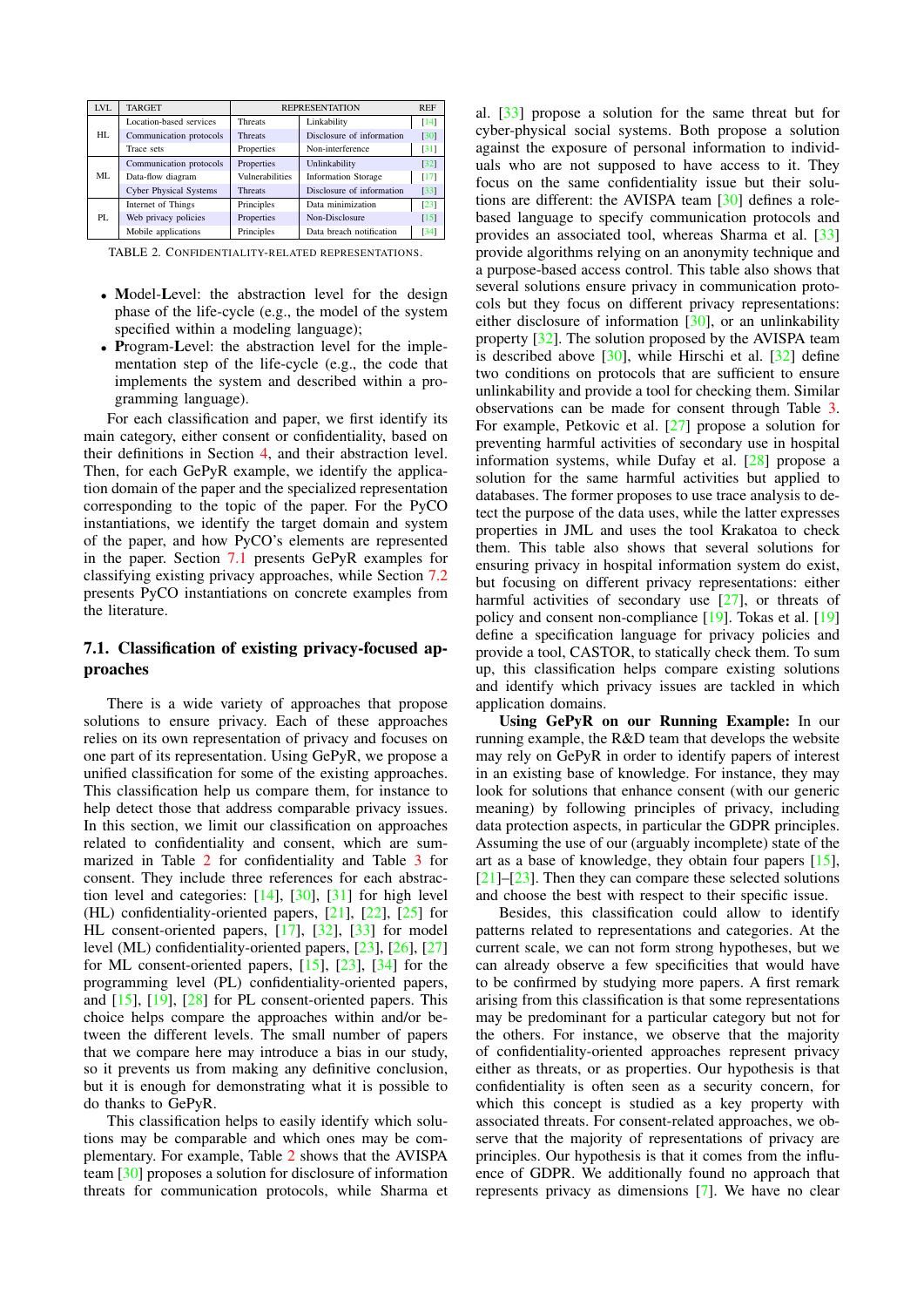| LVL | TARGET | REPRESENTATION | | REF |
|---|---|---|---|---|
| HL | Location-based services | Threats | Linkability | [14] |
| | Communication protocols | Threats | Disclosure of information | [30] |
| | Trace sets | Properties | Non-interference | [31] |
| ML | Communication protocols | Properties | Unlinkability | [32] |
| | Data-flow diagram | Vulnerabilities | Information Storage | [17] |
| | Cyber Physical Systems | Threats | Disclosure of information | [33] |
| PL | Internet of Things | Principles | Data minimization | [23] |
| | Web privacy policies | Properties | Non-Disclosure | [15] |
| | Mobile applications | Principles | Data breach notification | [34] |

TABLE 2. CONFIDENTIALITY-RELATED REPRESENTATIONS.

- **M**odel-**L**evel: the abstraction level for the design phase of the life-cycle (e.g., the model of the system specified within a modeling language);
- **P**rogram-**L**evel: the abstraction level for the implementation step of the life-cycle (e.g., the code that implements the system and described within a programming language).

For each classification and paper, we first identify its main category, either consent or confidentiality, based on their definitions in Section 4, and their abstraction level. Then, for each GePyR example, we identify the application domain of the paper and the specialized representation corresponding to the topic of the paper. For the PyCO instantiations, we identify the target domain and system of the paper, and how PyCO's elements are represented in the paper. Section 7.1 presents GePyR examples for classifying existing privacy approaches, while Section 7.2 presents PyCO instantiations on concrete examples from the literature.

### 7.1. Classification of existing privacy-focused approaches

There is a wide variety of approaches that propose solutions to ensure privacy. Each of these approaches relies on its own representation of privacy and focuses on one part of its representation. Using GePyR, we propose a unified classification for some of the existing approaches. This classification help us compare them, for instance to help detect those that address comparable privacy issues. In this section, we limit our classification on approaches related to confidentiality and consent, which are summarized in Table 2 for confidentiality and Table 3 for consent. They include three references for each abstraction level and categories: [14], [30], [31] for high level (HL) confidentiality-oriented papers, [21], [22], [25] for HL consent-oriented papers, [17], [32], [33] for model level (ML) confidentiality-oriented papers, [23], [26], [27] for ML consent-oriented papers, [15], [23], [34] for the programming level (PL) confidentiality-oriented papers, and [15], [19], [28] for PL consent-oriented papers. This choice helps compare the approaches within and/or between the different levels. The small number of papers that we compare here may introduce a bias in our study, so it prevents us from making any definitive conclusion, but it is enough for demonstrating what it is possible to do thanks to GePyR.

This classification helps to easily identify which solutions may be comparable and which ones may be complementary. For example, Table 2 shows that the AVISPA team [30] proposes a solution for disclosure of information threats for communication protocols, while Sharma et al. [33] propose a solution for the same threat but for cyber-physical social systems. Both propose a solution against the exposure of personal information to individuals who are not supposed to have access to it. They focus on the same confidentiality issue but their solutions are different: the AVISPA team [30] defines a role-based language to specify communication protocols and provides an associated tool, whereas Sharma et al. [33] provide algorithms relying on an anonymity technique and a purpose-based access control. This table also shows that several solutions ensure privacy in communication protocols but they focus on different privacy representations: either disclosure of information [30], or an unlinkability property [32]. The solution proposed by the AVISPA team is described above [30], while Hirschi et al. [32] define two conditions on protocols that are sufficient to ensure unlinkability and provide a tool for checking them. Similar observations can be made for consent through Table 3. For example, Petkovic et al. [27] propose a solution for preventing harmful activities of secondary use in hospital information systems, while Dufay et al. [28] propose a solution for the same harmful activities but applied to databases. The former proposes to use trace analysis to detect the purpose of the data uses, while the latter expresses properties in JML and uses the tool Krakatoa to check them. This table also shows that several solutions for ensuring privacy in hospital information system do exist, but focusing on different privacy representations: either harmful activities of secondary use [27], or threats of policy and consent non-compliance [19]. Tokas et al. [19] define a specification language for privacy policies and provide a tool, CASTOR, to statically check them. To sum up, this classification helps compare existing solutions and identify which privacy issues are tackled in which application domains.

**Using GePyR on our Running Example:** In our running example, the R&D team that develops the website may rely on GePyR in order to identify papers of interest in an existing base of knowledge. For instance, they may look for solutions that enhance consent (with our generic meaning) by following principles of privacy, including data protection aspects, in particular the GDPR principles. Assuming the use of our (arguably incomplete) state of the art as a base of knowledge, they obtain four papers [15], [21]–[23]. Then they can compare these selected solutions and choose the best with respect to their specific issue.

Besides, this classification could allow to identify patterns related to representations and categories. At the current scale, we can not form strong hypotheses, but we can already observe a few specificities that would have to be confirmed by studying more papers. A first remark arising from this classification is that some representations may be predominant for a particular category but not for the others. For instance, we observe that the majority of confidentiality-oriented approaches represent privacy either as threats, or as properties. Our hypothesis is that confidentiality is often seen as a security concern, for which this concept is studied as a key property with associated threats. For consent-related approaches, we observe that the majority of representations of privacy are principles. Our hypothesis is that it comes from the influence of GDPR. We additionally found no approach that represents privacy as dimensions [7]. We have no clear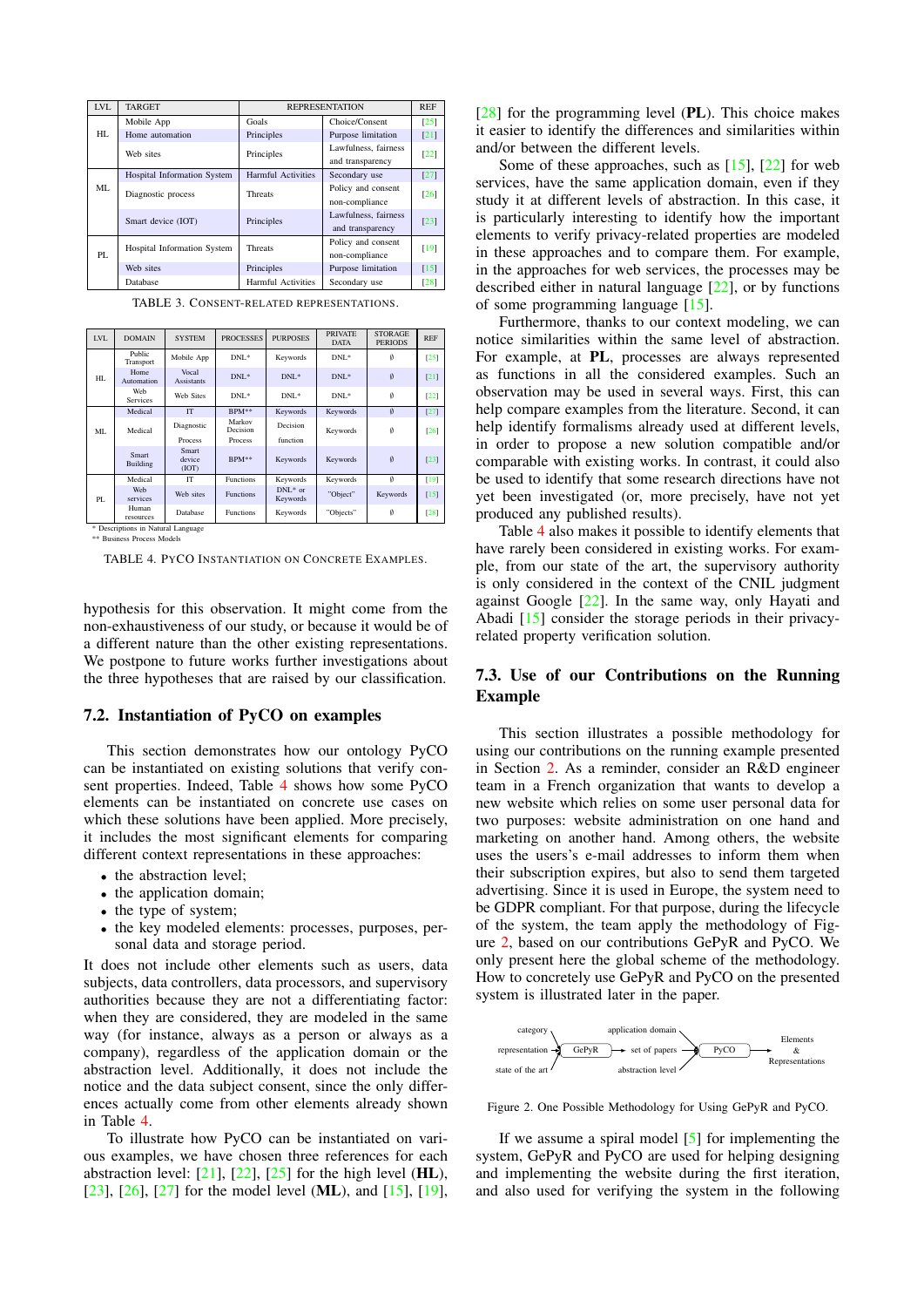| LVL | TARGET | REPRESENTATION | | REF |
|---|---|---|---|---|
| HL | Mobile App | Goals | Choice/Consent | [25] |
| | Home automation | Principles | Purpose limitation | [21] |
| | Web sites | Principles | Lawfulness, fairness and transparency | [22] |
| ML | Hospital Information System | Harmful Activities | Secondary use | [27] |
| | Diagnostic process | Threats | Policy and consent non-compliance | [26] |
| | Smart device (IOT) | Principles | Lawfulness, fairness and transparency | [23] |
| PL | Hospital Information System | Threats | Policy and consent non-compliance | [19] |
| | Web sites | Principles | Purpose limitation | [15] |
| | Database | Harmful Activities | Secondary use | [28] |

TABLE 3. CONSENT-RELATED REPRESENTATIONS.

| LVL | DOMAIN | SYSTEM | PROCESSES | PURPOSES | PRIVATE DATA | STORAGE PERIODS | REF |
|---|---|---|---|---|---|---|---|
| HL | Public Transport | Mobile App | DNL* | Keywords | DNL* | ∅ | [25] |
| | Home Automation | Vocal Assistants | DNL* | DNL* | DNL* | ∅ | [21] |
| | Web Services | Web Sites | DNL* | DNL* | DNL* | ∅ | [22] |
| ML | Medical | IT | BPM** | Keywords | Keywords | ∅ | [27] |
| | Medical | Diagnostic Process | Markov Decision Process | Decision function | Keywords | ∅ | [26] |
| | Smart Building | Smart device (IOT) | BPM** | Keywords | Keywords | ∅ | [23] |
| PL | Medical | IT | Functions | Keywords | Keywords | ∅ | [19] |
| | Web services | Web sites | Functions | DNL* or Keywords | "Object" | Keywords | [15] |
| | Human resources | Database | Functions | Keywords | "Objects" | ∅ | [28] |

\* Descriptions in Natural Language
\*\* Business Process Models

TABLE 4. PYCO INSTANTIATION ON CONCRETE EXAMPLES.

hypothesis for this observation. It might come from the non-exhaustiveness of our study, or because it would be of a different nature than the other existing representations. We postpone to future works further investigations about the three hypotheses that are raised by our classification.

## 7.2. Instantiation of PyCO on examples

This section demonstrates how our ontology PyCO can be instantiated on existing solutions that verify consent properties. Indeed, Table 4 shows how some PyCO elements can be instantiated on concrete use cases on which these solutions have been applied. More precisely, it includes the most significant elements for comparing different context representations in these approaches:

- the abstraction level;
- the application domain;
- the type of system;
- the key modeled elements: processes, purposes, personal data and storage period.

It does not include other elements such as users, data subjects, data controllers, data processors, and supervisory authorities because they are not a differentiating factor: when they are considered, they are modeled in the same way (for instance, always as a person or always as a company), regardless of the application domain or the abstraction level. Additionally, it does not include the notice and the data subject consent, since the only differences actually come from other elements already shown in Table 4.

To illustrate how PyCO can be instantiated on various examples, we have chosen three references for each abstraction level: [21], [22], [25] for the high level (**HL**), [23], [26], [27] for the model level (**ML**), and [15], [19], [28] for the programming level (**PL**). This choice makes it easier to identify the differences and similarities within and/or between the different levels.

Some of these approaches, such as [15], [22] for web services, have the same application domain, even if they study it at different levels of abstraction. In this case, it is particularly interesting to identify how the important elements to verify privacy-related properties are modeled in these approaches and to compare them. For example, in the approaches for web services, the processes may be described either in natural language [22], or by functions of some programming language [15].

Furthermore, thanks to our context modeling, we can notice similarities within the same level of abstraction. For example, at **PL**, processes are always represented as functions in all the considered examples. Such an observation may be used in several ways. First, this can help compare examples from the literature. Second, it can help identify formalisms already used at different levels, in order to propose a new solution compatible and/or comparable with existing works. In contrast, it could also be used to identify that some research directions have not yet been investigated (or, more precisely, have not yet produced any published results).

Table 4 also makes it possible to identify elements that have rarely been considered in existing works. For example, from our state of the art, the supervisory authority is only considered in the context of the CNIL judgment against Google [22]. In the same way, only Hayati and Abadi [15] consider the storage periods in their privacy-related property verification solution.

## 7.3. Use of our Contributions on the Running Example

This section illustrates a possible methodology for using our contributions on the running example presented in Section 2. As a reminder, consider an R&D engineer team in a French organization that wants to develop a new website which relies on some user personal data for two purposes: website administration on one hand and marketing on another hand. Among others, the website uses the users's e-mail addresses to inform them when their subscription expires, but also to send them targeted advertising. Since it is used in Europe, the system need to be GDPR compliant. For that purpose, during the lifecycle of the system, the team apply the methodology of Figure 2, based on our contributions GePyR and PyCO. We only present here the global scheme of the methodology. How to concretely use GePyR and PyCO on the presented system is illustrated later in the paper.

category, representation, state of the art → GePyR → set of papers; application domain, set of papers, abstraction level → PyCO → Elements & Representations

Figure 2. One Possible Methodology for Using GePyR and PyCO.

If we assume a spiral model [5] for implementing the system, GePyR and PyCO are used for helping designing and implementing the website during the first iteration, and also used for verifying the system in the following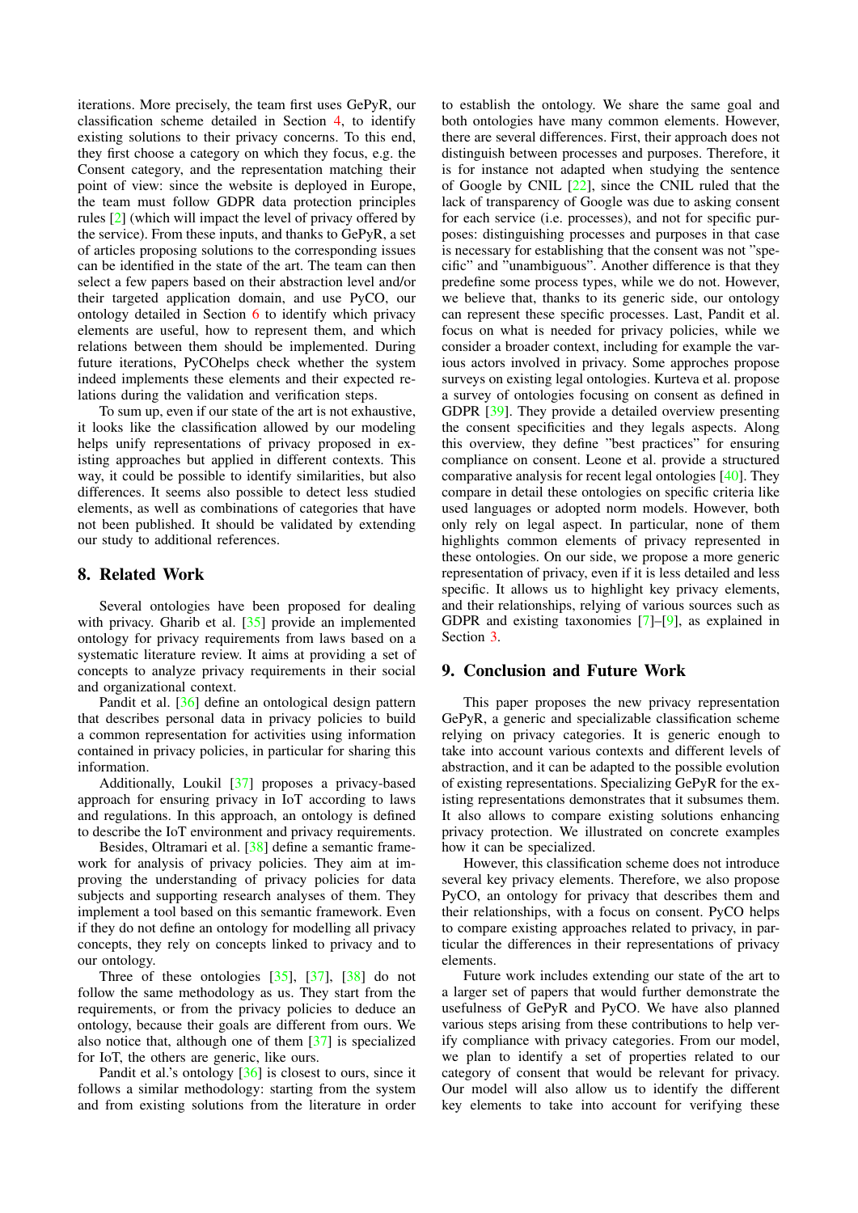iterations. More precisely, the team first uses GePyR, our classification scheme detailed in Section 4, to identify existing solutions to their privacy concerns. To this end, they first choose a category on which they focus, e.g. the Consent category, and the representation matching their point of view: since the website is deployed in Europe, the team must follow GDPR data protection principles rules [2] (which will impact the level of privacy offered by the service). From these inputs, and thanks to GePyR, a set of articles proposing solutions to the corresponding issues can be identified in the state of the art. The team can then select a few papers based on their abstraction level and/or their targeted application domain, and use PyCO, our ontology detailed in Section 6 to identify which privacy elements are useful, how to represent them, and which relations between them should be implemented. During future iterations, PyCOhelps check whether the system indeed implements these elements and their expected relations during the validation and verification steps.

To sum up, even if our state of the art is not exhaustive, it looks like the classification allowed by our modeling helps unify representations of privacy proposed in existing approaches but applied in different contexts. This way, it could be possible to identify similarities, but also differences. It seems also possible to detect less studied elements, as well as combinations of categories that have not been published. It should be validated by extending our study to additional references.

## 8. Related Work

Several ontologies have been proposed for dealing with privacy. Gharib et al. [35] provide an implemented ontology for privacy requirements from laws based on a systematic literature review. It aims at providing a set of concepts to analyze privacy requirements in their social and organizational context.

Pandit et al. [36] define an ontological design pattern that describes personal data in privacy policies to build a common representation for activities using information contained in privacy policies, in particular for sharing this information.

Additionally, Loukil [37] proposes a privacy-based approach for ensuring privacy in IoT according to laws and regulations. In this approach, an ontology is defined to describe the IoT environment and privacy requirements.

Besides, Oltramari et al. [38] define a semantic framework for analysis of privacy policies. They aim at improving the understanding of privacy policies for data subjects and supporting research analyses of them. They implement a tool based on this semantic framework. Even if they do not define an ontology for modelling all privacy concepts, they rely on concepts linked to privacy and to our ontology.

Three of these ontologies [35], [37], [38] do not follow the same methodology as us. They start from the requirements, or from the privacy policies to deduce an ontology, because their goals are different from ours. We also notice that, although one of them [37] is specialized for IoT, the others are generic, like ours.

Pandit et al.'s ontology [36] is closest to ours, since it follows a similar methodology: starting from the system and from existing solutions from the literature in order to establish the ontology. We share the same goal and both ontologies have many common elements. However, there are several differences. First, their approach does not distinguish between processes and purposes. Therefore, it is for instance not adapted when studying the sentence of Google by CNIL [22], since the CNIL ruled that the lack of transparency of Google was due to asking consent for each service (i.e. processes), and not for specific purposes: distinguishing processes and purposes in that case is necessary for establishing that the consent was not "specific" and "unambiguous". Another difference is that they predefine some process types, while we do not. However, we believe that, thanks to its generic side, our ontology can represent these specific processes. Last, Pandit et al. focus on what is needed for privacy policies, while we consider a broader context, including for example the various actors involved in privacy. Some approches propose surveys on existing legal ontologies. Kurteva et al. propose a survey of ontologies focusing on consent as defined in GDPR [39]. They provide a detailed overview presenting the consent specificities and they legals aspects. Along this overview, they define "best practices" for ensuring compliance on consent. Leone et al. provide a structured comparative analysis for recent legal ontologies [40]. They compare in detail these ontologies on specific criteria like used languages or adopted norm models. However, both only rely on legal aspect. In particular, none of them highlights common elements of privacy represented in these ontologies. On our side, we propose a more generic representation of privacy, even if it is less detailed and less specific. It allows us to highlight key privacy elements, and their relationships, relying of various sources such as GDPR and existing taxonomies [7]–[9], as explained in Section 3.

## 9. Conclusion and Future Work

This paper proposes the new privacy representation GePyR, a generic and specializable classification scheme relying on privacy categories. It is generic enough to take into account various contexts and different levels of abstraction, and it can be adapted to the possible evolution of existing representations. Specializing GePyR for the existing representations demonstrates that it subsumes them. It also allows to compare existing solutions enhancing privacy protection. We illustrated on concrete examples how it can be specialized.

However, this classification scheme does not introduce several key privacy elements. Therefore, we also propose PyCO, an ontology for privacy that describes them and their relationships, with a focus on consent. PyCO helps to compare existing approaches related to privacy, in particular the differences in their representations of privacy elements.

Future work includes extending our state of the art to a larger set of papers that would further demonstrate the usefulness of GePyR and PyCO. We have also planned various steps arising from these contributions to help verify compliance with privacy categories. From our model, we plan to identify a set of properties related to our category of consent that would be relevant for privacy. Our model will also allow us to identify the different key elements to take into account for verifying these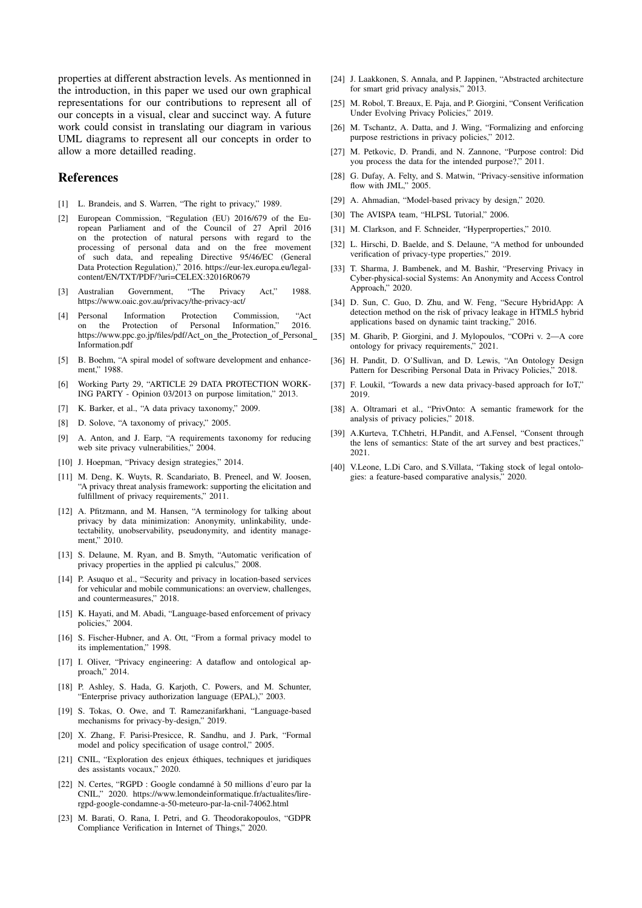properties at different abstraction levels. As mentionned in the introduction, in this paper we used our own graphical representations for our contributions to represent all of our concepts in a visual, clear and succinct way. A future work could consist in translating our diagram in various UML diagrams to represent all our concepts in order to allow a more detailled reading.

## References

[1] L. Brandeis, and S. Warren, "The right to privacy," 1989.

[2] European Commission, "Regulation (EU) 2016/679 of the European Parliament and of the Council of 27 April 2016 on the protection of natural persons with regard to the processing of personal data and on the free movement of such data, and repealing Directive 95/46/EC (General Data Protection Regulation)," 2016. https://eur-lex.europa.eu/legal-content/EN/TXT/PDF/?uri=CELEX:32016R0679

[3] Australian Government, "The Privacy Act," 1988. https://www.oaic.gov.au/privacy/the-privacy-act/

[4] Personal Information Protection Commission, "Act on the Protection of Personal Information," 2016. https://www.ppc.go.jp/files/pdf/Act_on_the_Protection_of_Personal_Information.pdf

[5] B. Boehm, "A spiral model of software development and enhancement," 1988.

[6] Working Party 29, "ARTICLE 29 DATA PROTECTION WORKING PARTY - Opinion 03/2013 on purpose limitation," 2013.

[7] K. Barker, et al., "A data privacy taxonomy," 2009.

[8] D. Solove, "A taxonomy of privacy," 2005.

[9] A. Anton, and J. Earp, "A requirements taxonomy for reducing web site privacy vulnerabilities," 2004.

[10] J. Hoepman, "Privacy design strategies," 2014.

[11] M. Deng, K. Wuyts, R. Scandariato, B. Preneel, and W. Joosen, "A privacy threat analysis framework: supporting the elicitation and fulfillment of privacy requirements," 2011.

[12] A. Pfitzmann, and M. Hansen, "A terminology for talking about privacy by data minimization: Anonymity, unlinkability, undetectability, unobservability, pseudonymity, and identity management," 2010.

[13] S. Delaune, M. Ryan, and B. Smyth, "Automatic verification of privacy properties in the applied pi calculus," 2008.

[14] P. Asuquo et al., "Security and privacy in location-based services for vehicular and mobile communications: an overview, challenges, and countermeasures," 2018.

[15] K. Hayati, and M. Abadi, "Language-based enforcement of privacy policies," 2004.

[16] S. Fischer-Hubner, and A. Ott, "From a formal privacy model to its implementation," 1998.

[17] I. Oliver, "Privacy engineering: A dataflow and ontological approach," 2014.

[18] P. Ashley, S. Hada, G. Karjoth, C. Powers, and M. Schunter, "Enterprise privacy authorization language (EPAL)," 2003.

[19] S. Tokas, O. Owe, and T. Ramezanifarkhani, "Language-based mechanisms for privacy-by-design," 2019.

[20] X. Zhang, F. Parisi-Presicce, R. Sandhu, and J. Park, "Formal model and policy specification of usage control," 2005.

[21] CNIL, "Exploration des enjeux éthiques, techniques et juridiques des assistants vocaux," 2020.

[22] N. Certes, "RGPD : Google condamné à 50 millions d'euro par la CNIL," 2020. https://www.lemondeinformatique.fr/actualites/lire-rgpd-google-condamne-a-50-meteuro-par-la-cnil-74062.html

[23] M. Barati, O. Rana, I. Petri, and G. Theodorakopoulos, "GDPR Compliance Verification in Internet of Things," 2020.

[24] J. Laakkonen, S. Annala, and P. Jappinen, "Abstracted architecture for smart grid privacy analysis," 2013.

[25] M. Robol, T. Breaux, E. Paja, and P. Giorgini, "Consent Verification Under Evolving Privacy Policies," 2019.

[26] M. Tschantz, A. Datta, and J. Wing, "Formalizing and enforcing purpose restrictions in privacy policies," 2012.

[27] M. Petkovic, D. Prandi, and N. Zannone, "Purpose control: Did you process the data for the intended purpose?," 2011.

[28] G. Dufay, A. Felty, and S. Matwin, "Privacy-sensitive information flow with JML," 2005.

[29] A. Ahmadian, "Model-based privacy by design," 2020.

[30] The AVISPA team, "HLPSL Tutorial," 2006.

[31] M. Clarkson, and F. Schneider, "Hyperproperties," 2010.

[32] L. Hirschi, D. Baelde, and S. Delaune, "A method for unbounded verification of privacy-type properties," 2019.

[33] T. Sharma, J. Bambenek, and M. Bashir, "Preserving Privacy in Cyber-physical-social Systems: An Anonymity and Access Control Approach," 2020.

[34] D. Sun, C. Guo, D. Zhu, and W. Feng, "Secure HybridApp: A detection method on the risk of privacy leakage in HTML5 hybrid applications based on dynamic taint tracking," 2016.

[35] M. Gharib, P. Giorgini, and J. Mylopoulos, "COPri v. 2—A core ontology for privacy requirements," 2021.

[36] H. Pandit, D. O'Sullivan, and D. Lewis, "An Ontology Design Pattern for Describing Personal Data in Privacy Policies," 2018.

[37] F. Loukil, "Towards a new data privacy-based approach for IoT," 2019.

[38] A. Oltramari et al., "PrivOnto: A semantic framework for the analysis of privacy policies," 2018.

[39] A.Kurteva, T.Chhetri, H.Pandit, and A.Fensel, "Consent through the lens of semantics: State of the art survey and best practices," 2021.

[40] V.Leone, L.Di Caro, and S.Villata, "Taking stock of legal ontologies: a feature-based comparative analysis," 2020.